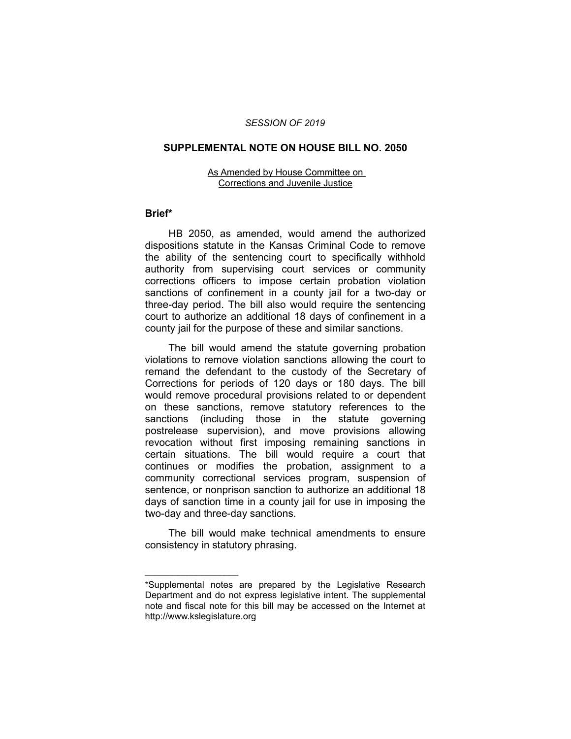*SESSION OF 2019*

## SUPPLEMENTAL NOTE ON HOUSE BILL NO. 2050

As Amended by House Committee on Corrections and Juvenile Justice

### Brief*

HB 2050, as amended, would amend the authorized dispositions statute in the Kansas Criminal Code to remove the ability of the sentencing court to specifically withhold authority from supervising court services or community corrections officers to impose certain probation violation sanctions of confinement in a county jail for a two-day or three-day period. The bill also would require the sentencing court to authorize an additional 18 days of confinement in a county jail for the purpose of these and similar sanctions.

The bill would amend the statute governing probation violations to remove violation sanctions allowing the court to remand the defendant to the custody of the Secretary of Corrections for periods of 120 days or 180 days. The bill would remove procedural provisions related to or dependent on these sanctions, remove statutory references to the sanctions (including those in the statute governing postrelease supervision), and move provisions allowing revocation without first imposing remaining sanctions in certain situations. The bill would require a court that continues or modifies the probation, assignment to a community correctional services program, suspension of sentence, or nonprison sanction to authorize an additional 18 days of sanction time in a county jail for use in imposing the two-day and three-day sanctions.

The bill would make technical amendments to ensure consistency in statutory phrasing.

____________________

*Supplemental notes are prepared by the Legislative Research Department and do not express legislative intent. The supplemental note and fiscal note for this bill may be accessed on the Internet at http://www.kslegislature.org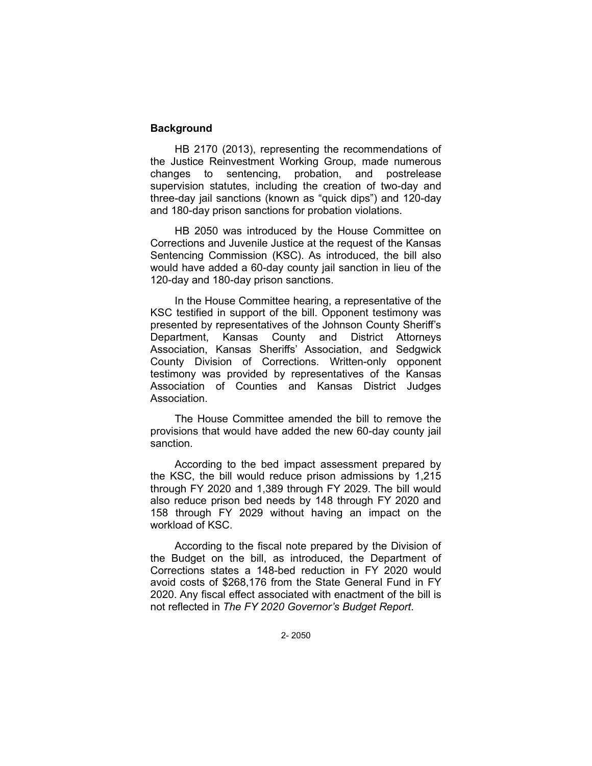## Background

HB 2170 (2013), representing the recommendations of the Justice Reinvestment Working Group, made numerous changes to sentencing, probation, and postrelease supervision statutes, including the creation of two-day and three-day jail sanctions (known as "quick dips") and 120-day and 180-day prison sanctions for probation violations.

HB 2050 was introduced by the House Committee on Corrections and Juvenile Justice at the request of the Kansas Sentencing Commission (KSC). As introduced, the bill also would have added a 60-day county jail sanction in lieu of the 120-day and 180-day prison sanctions.

In the House Committee hearing, a representative of the KSC testified in support of the bill. Opponent testimony was presented by representatives of the Johnson County Sheriff's Department, Kansas County and District Attorneys Association, Kansas Sheriffs' Association, and Sedgwick County Division of Corrections. Written-only opponent testimony was provided by representatives of the Kansas Association of Counties and Kansas District Judges Association.

The House Committee amended the bill to remove the provisions that would have added the new 60-day county jail sanction.

According to the bed impact assessment prepared by the KSC, the bill would reduce prison admissions by 1,215 through FY 2020 and 1,389 through FY 2029. The bill would also reduce prison bed needs by 148 through FY 2020 and 158 through FY 2029 without having an impact on the workload of KSC.

According to the fiscal note prepared by the Division of the Budget on the bill, as introduced, the Department of Corrections states a 148-bed reduction in FY 2020 would avoid costs of $268,176 from the State General Fund in FY 2020. Any fiscal effect associated with enactment of the bill is not reflected in *The FY 2020 Governor's Budget Report*.